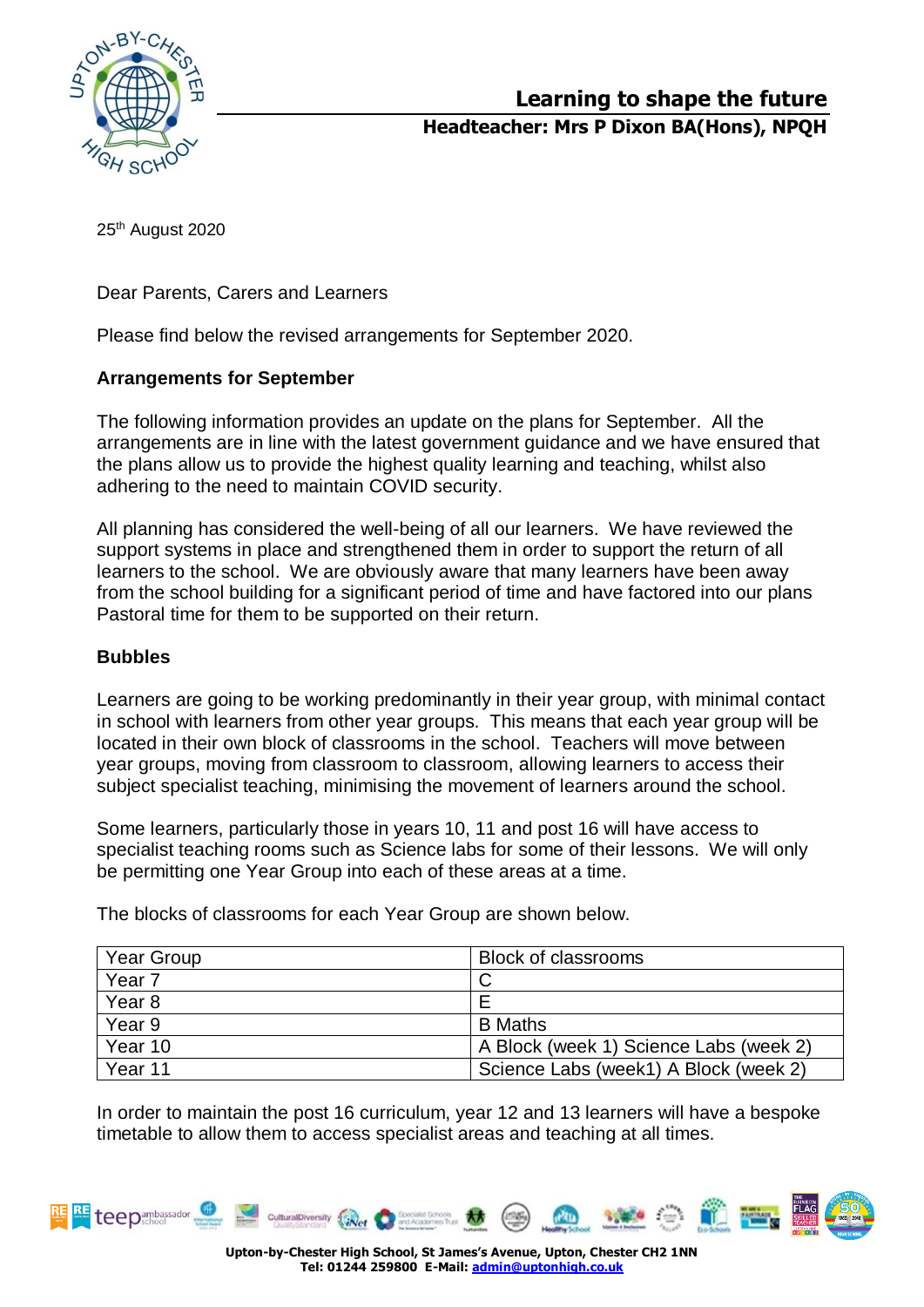**Learning to shape the future**

**Headteacher: Mrs P Dixon BA(Hons), NPQH**

25th August 2020

Dear Parents, Carers and Learners

Please find below the revised arrangements for September 2020.

**Arrangements for September**

The following information provides an update on the plans for September. All the arrangements are in line with the latest government guidance and we have ensured that the plans allow us to provide the highest quality learning and teaching, whilst also adhering to the need to maintain COVID security.

All planning has considered the well-being of all our learners. We have reviewed the support systems in place and strengthened them in order to support the return of all learners to the school. We are obviously aware that many learners have been away from the school building for a significant period of time and have factored into our plans Pastoral time for them to be supported on their return.

**Bubbles**

Learners are going to be working predominantly in their year group, with minimal contact in school with learners from other year groups. This means that each year group will be located in their own block of classrooms in the school. Teachers will move between year groups, moving from classroom to classroom, allowing learners to access their subject specialist teaching, minimising the movement of learners around the school.

Some learners, particularly those in years 10, 11 and post 16 will have access to specialist teaching rooms such as Science labs for some of their lessons. We will only be permitting one Year Group into each of these areas at a time.

The blocks of classrooms for each Year Group are shown below.

| Year Group | Block of classrooms |
|---|---|
| Year 7 | C |
| Year 8 | E |
| Year 9 | B Maths |
| Year 10 | A Block (week 1) Science Labs (week 2) |
| Year 11 | Science Labs (week1) A Block (week 2) |

In order to maintain the post 16 curriculum, year 12 and 13 learners will have a bespoke timetable to allow them to access specialist areas and teaching at all times.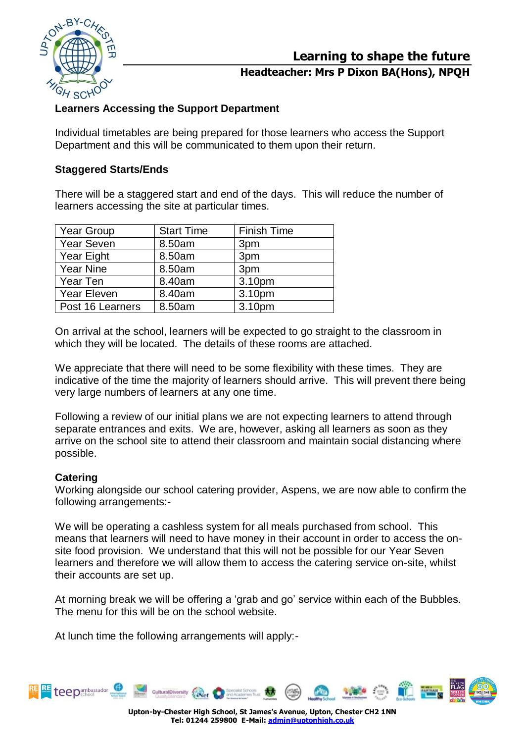## Learners Accessing the Support Department

Individual timetables are being prepared for those learners who access the Support Department and this will be communicated to them upon their return.

## Staggered Starts/Ends

There will be a staggered start and end of the days. This will reduce the number of learners accessing the site at particular times.

| Year Group | Start Time | Finish Time |
|---|---|---|
| Year Seven | 8.50am | 3pm |
| Year Eight | 8.50am | 3pm |
| Year Nine | 8.50am | 3pm |
| Year Ten | 8.40am | 3.10pm |
| Year Eleven | 8.40am | 3.10pm |
| Post 16 Learners | 8.50am | 3.10pm |

On arrival at the school, learners will be expected to go straight to the classroom in which they will be located. The details of these rooms are attached.

We appreciate that there will need to be some flexibility with these times. They are indicative of the time the majority of learners should arrive. This will prevent there being very large numbers of learners at any one time.

Following a review of our initial plans we are not expecting learners to attend through separate entrances and exits. We are, however, asking all learners as soon as they arrive on the school site to attend their classroom and maintain social distancing where possible.

## Catering

Working alongside our school catering provider, Aspens, we are now able to confirm the following arrangements:-

We will be operating a cashless system for all meals purchased from school. This means that learners will need to have money in their account in order to access the on-site food provision. We understand that this will not be possible for our Year Seven learners and therefore we will allow them to access the catering service on-site, whilst their accounts are set up.

At morning break we will be offering a 'grab and go' service within each of the Bubbles. The menu for this will be on the school website.

At lunch time the following arrangements will apply:-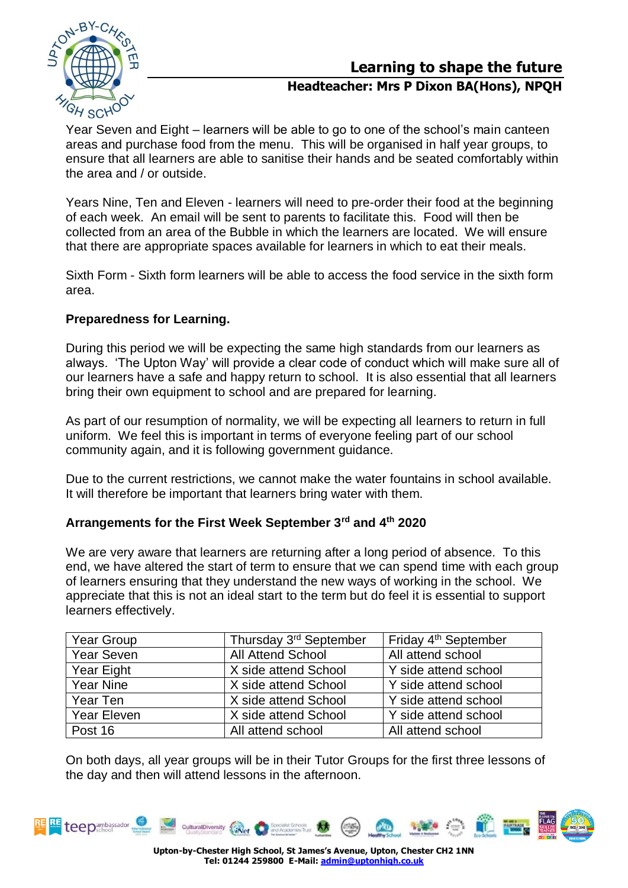Year Seven and Eight – learners will be able to go to one of the school's main canteen areas and purchase food from the menu. This will be organised in half year groups, to ensure that all learners are able to sanitise their hands and be seated comfortably within the area and / or outside.

Years Nine, Ten and Eleven - learners will need to pre-order their food at the beginning of each week. An email will be sent to parents to facilitate this. Food will then be collected from an area of the Bubble in which the learners are located. We will ensure that there are appropriate spaces available for learners in which to eat their meals.

Sixth Form - Sixth form learners will be able to access the food service in the sixth form area.

**Preparedness for Learning.**

During this period we will be expecting the same high standards from our learners as always. 'The Upton Way' will provide a clear code of conduct which will make sure all of our learners have a safe and happy return to school. It is also essential that all learners bring their own equipment to school and are prepared for learning.

As part of our resumption of normality, we will be expecting all learners to return in full uniform. We feel this is important in terms of everyone feeling part of our school community again, and it is following government guidance.

Due to the current restrictions, we cannot make the water fountains in school available. It will therefore be important that learners bring water with them.

**Arrangements for the First Week September 3rd and 4th 2020**

We are very aware that learners are returning after a long period of absence. To this end, we have altered the start of term to ensure that we can spend time with each group of learners ensuring that they understand the new ways of working in the school. We appreciate that this is not an ideal start to the term but do feel it is essential to support learners effectively.

| Year Group | Thursday 3rd September | Friday 4th September |
|---|---|---|
| Year Seven | All Attend School | All attend school |
| Year Eight | X side attend School | Y side attend school |
| Year Nine | X side attend School | Y side attend school |
| Year Ten | X side attend School | Y side attend school |
| Year Eleven | X side attend School | Y side attend school |
| Post 16 | All attend school | All attend school |

On both days, all year groups will be in their Tutor Groups for the first three lessons of the day and then will attend lessons in the afternoon.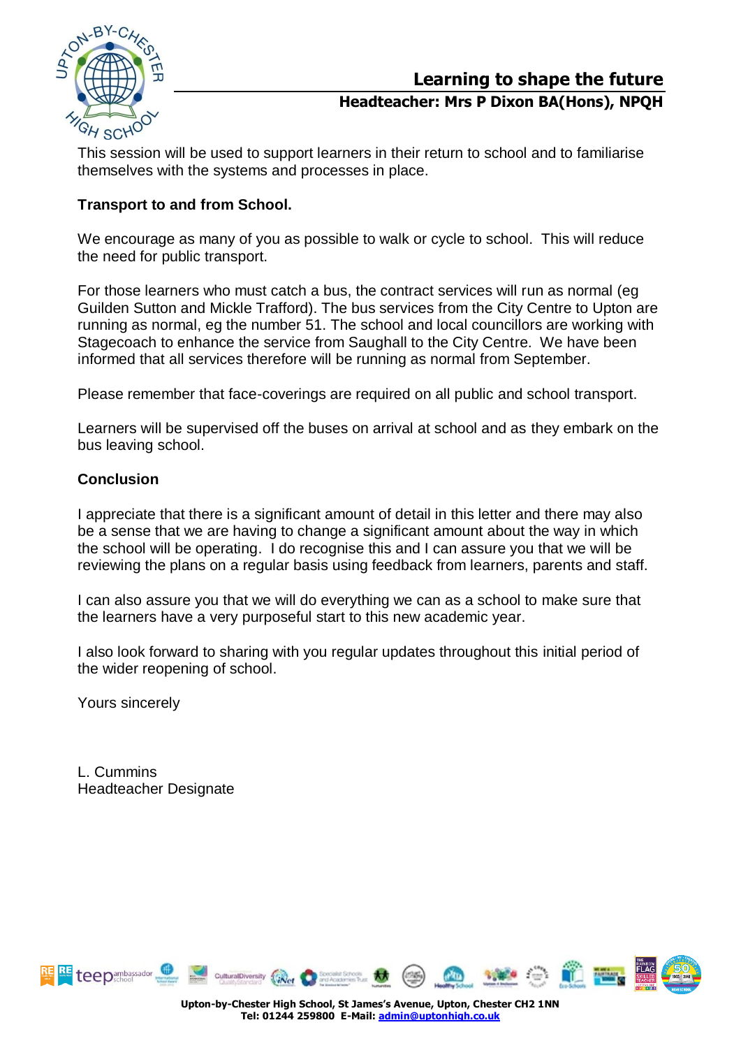This session will be used to support learners in their return to school and to familiarise themselves with the systems and processes in place.

**Transport to and from School.**

We encourage as many of you as possible to walk or cycle to school. This will reduce the need for public transport.

For those learners who must catch a bus, the contract services will run as normal (eg Guilden Sutton and Mickle Trafford). The bus services from the City Centre to Upton are running as normal, eg the number 51. The school and local councillors are working with Stagecoach to enhance the service from Saughall to the City Centre. We have been informed that all services therefore will be running as normal from September.

Please remember that face-coverings are required on all public and school transport.

Learners will be supervised off the buses on arrival at school and as they embark on the bus leaving school.

**Conclusion**

I appreciate that there is a significant amount of detail in this letter and there may also be a sense that we are having to change a significant amount about the way in which the school will be operating. I do recognise this and I can assure you that we will be reviewing the plans on a regular basis using feedback from learners, parents and staff.

I can also assure you that we will do everything we can as a school to make sure that the learners have a very purposeful start to this new academic year.

I also look forward to sharing with you regular updates throughout this initial period of the wider reopening of school.

Yours sincerely

L. Cummins
Headteacher Designate